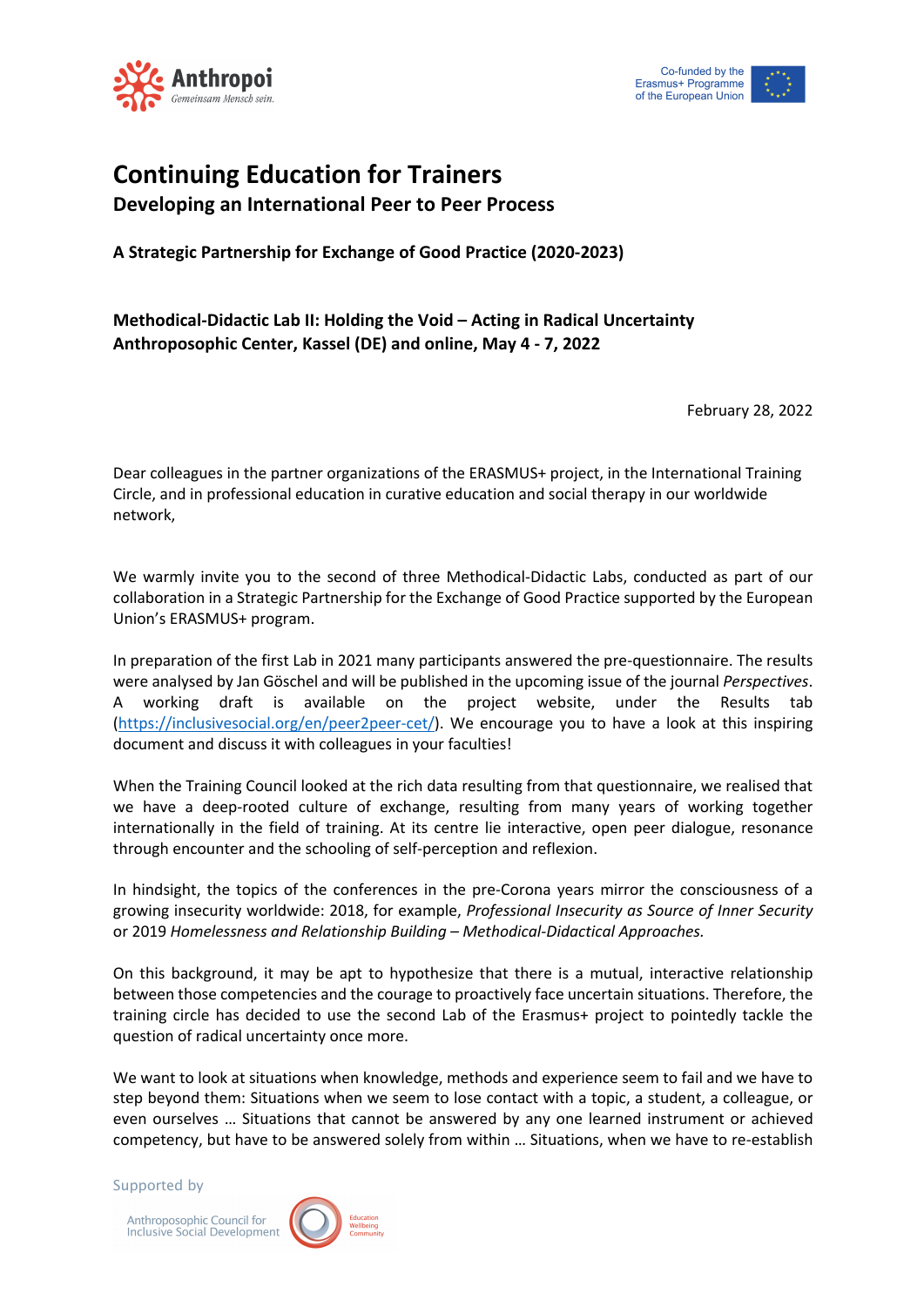Anthropoi
Gemeinsam Mensch sein.

Co-funded by the Erasmus+ Programme of the European Union

# Continuing Education for Trainers

## Developing an International Peer to Peer Process

**A Strategic Partnership for Exchange of Good Practice (2020-2023)**

**Methodical-Didactic Lab II: Holding the Void – Acting in Radical Uncertainty**
**Anthroposophic Center, Kassel (DE) and online, May 4 - 7, 2022**

February 28, 2022

Dear colleagues in the partner organizations of the ERASMUS+ project, in the International Training Circle, and in professional education in curative education and social therapy in our worldwide network,

We warmly invite you to the second of three Methodical-Didactic Labs, conducted as part of our collaboration in a Strategic Partnership for the Exchange of Good Practice supported by the European Union's ERASMUS+ program.

In preparation of the first Lab in 2021 many participants answered the pre-questionnaire. The results were analysed by Jan Göschel and will be published in the upcoming issue of the journal *Perspectives*. A working draft is available on the project website, under the Results tab (https://inclusivesocial.org/en/peer2peer-cet/). We encourage you to have a look at this inspiring document and discuss it with colleagues in your faculties!

When the Training Council looked at the rich data resulting from that questionnaire, we realised that we have a deep-rooted culture of exchange, resulting from many years of working together internationally in the field of training. At its centre lie interactive, open peer dialogue, resonance through encounter and the schooling of self-perception and reflexion.

In hindsight, the topics of the conferences in the pre-Corona years mirror the consciousness of a growing insecurity worldwide: 2018, for example, *Professional Insecurity as Source of Inner Security* or 2019 *Homelessness and Relationship Building – Methodical-Didactical Approaches.*

On this background, it may be apt to hypothesize that there is a mutual, interactive relationship between those competencies and the courage to proactively face uncertain situations. Therefore, the training circle has decided to use the second Lab of the Erasmus+ project to pointedly tackle the question of radical uncertainty once more.

We want to look at situations when knowledge, methods and experience seem to fail and we have to step beyond them: Situations when we seem to lose contact with a topic, a student, a colleague, or even ourselves … Situations that cannot be answered by any one learned instrument or achieved competency, but have to be answered solely from within … Situations, when we have to re-establish

Supported by

Anthroposophic Council for Inclusive Social Development

Education Wellbeing Community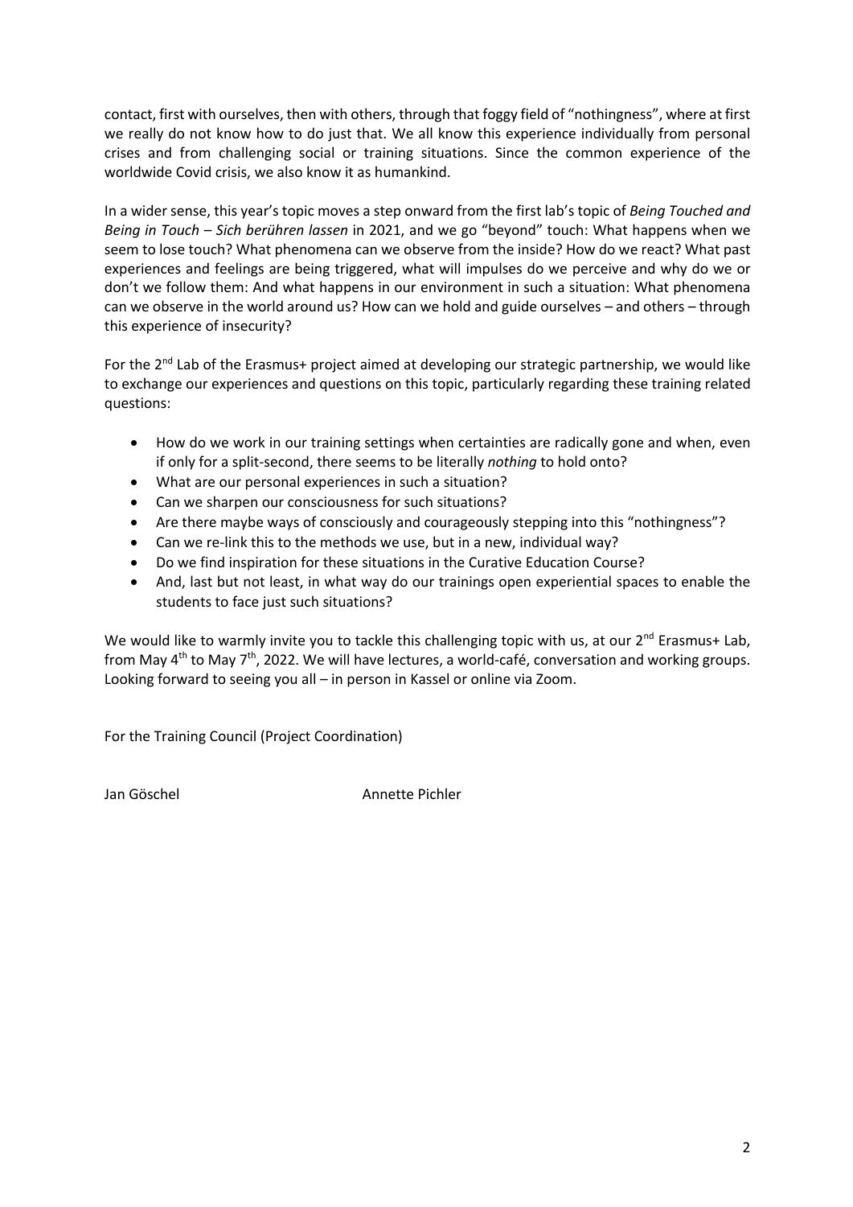contact, first with ourselves, then with others, through that foggy field of "nothingness", where at first we really do not know how to do just that. We all know this experience individually from personal crises and from challenging social or training situations. Since the common experience of the worldwide Covid crisis, we also know it as humankind.

In a wider sense, this year's topic moves a step onward from the first lab's topic of *Being Touched and Being in Touch – Sich berühren lassen* in 2021, and we go "beyond" touch: What happens when we seem to lose touch? What phenomena can we observe from the inside? How do we react? What past experiences and feelings are being triggered, what will impulses do we perceive and why do we or don't we follow them: And what happens in our environment in such a situation: What phenomena can we observe in the world around us? How can we hold and guide ourselves – and others – through this experience of insecurity?

For the 2nd Lab of the Erasmus+ project aimed at developing our strategic partnership, we would like to exchange our experiences and questions on this topic, particularly regarding these training related questions:

- How do we work in our training settings when certainties are radically gone and when, even if only for a split-second, there seems to be literally *nothing* to hold onto?
- What are our personal experiences in such a situation?
- Can we sharpen our consciousness for such situations?
- Are there maybe ways of consciously and courageously stepping into this "nothingness"?
- Can we re-link this to the methods we use, but in a new, individual way?
- Do we find inspiration for these situations in the Curative Education Course?
- And, last but not least, in what way do our trainings open experiential spaces to enable the students to face just such situations?

We would like to warmly invite you to tackle this challenging topic with us, at our 2nd Erasmus+ Lab, from May 4th to May 7th, 2022. We will have lectures, a world-café, conversation and working groups. Looking forward to seeing you all – in person in Kassel or online via Zoom.

For the Training Council (Project Coordination)

Jan Göschel Annette Pichler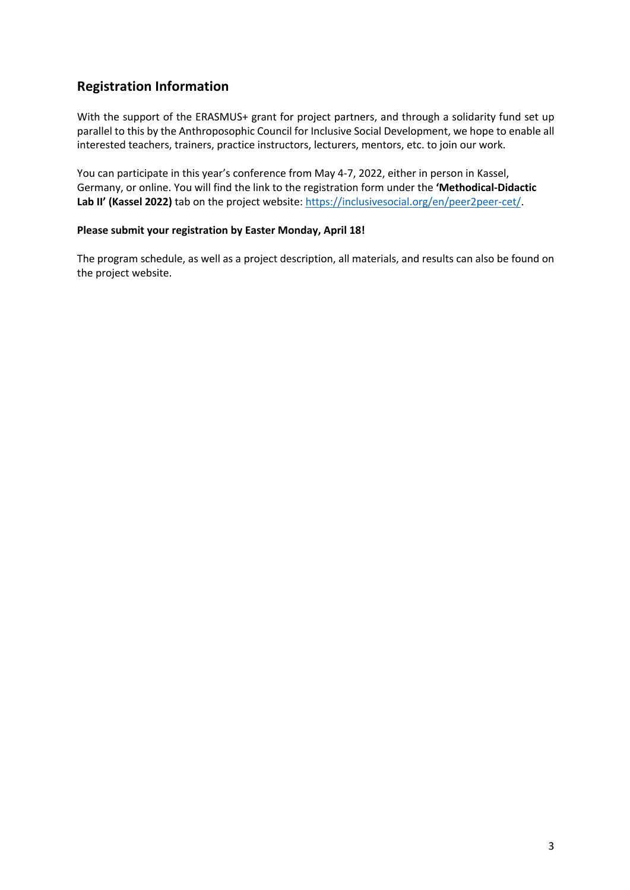## Registration Information

With the support of the ERASMUS+ grant for project partners, and through a solidarity fund set up parallel to this by the Anthroposophic Council for Inclusive Social Development, we hope to enable all interested teachers, trainers, practice instructors, lecturers, mentors, etc. to join our work.

You can participate in this year's conference from May 4-7, 2022, either in person in Kassel, Germany, or online. You will find the link to the registration form under the **'Methodical-Didactic Lab II' (Kassel 2022)** tab on the project website: https://inclusivesocial.org/en/peer2peer-cet/.

**Please submit your registration by Easter Monday, April 18!**

The program schedule, as well as a project description, all materials, and results can also be found on the project website.